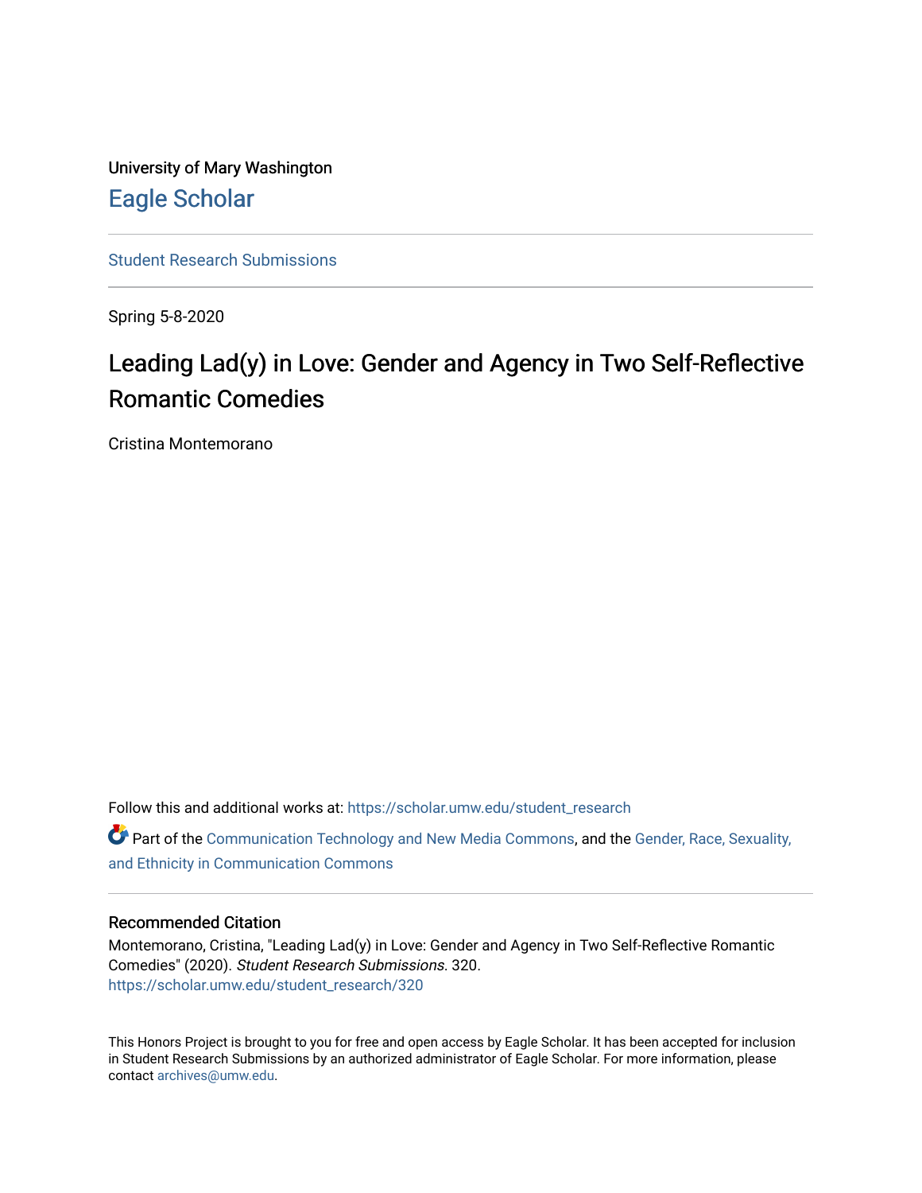University of Mary Washington

# Eagle Scholar

Student Research Submissions

Spring 5-8-2020

## Leading Lad(y) in Love: Gender and Agency in Two Self-Reflective Romantic Comedies

Cristina Montemorano

Follow this and additional works at: https://scholar.umw.edu/student_research

Part of the Communication Technology and New Media Commons, and the Gender, Race, Sexuality, and Ethnicity in Communication Commons

### Recommended Citation

Montemorano, Cristina, "Leading Lad(y) in Love: Gender and Agency in Two Self-Reflective Romantic Comedies" (2020). *Student Research Submissions*. 320.
https://scholar.umw.edu/student_research/320

This Honors Project is brought to you for free and open access by Eagle Scholar. It has been accepted for inclusion in Student Research Submissions by an authorized administrator of Eagle Scholar. For more information, please contact archives@umw.edu.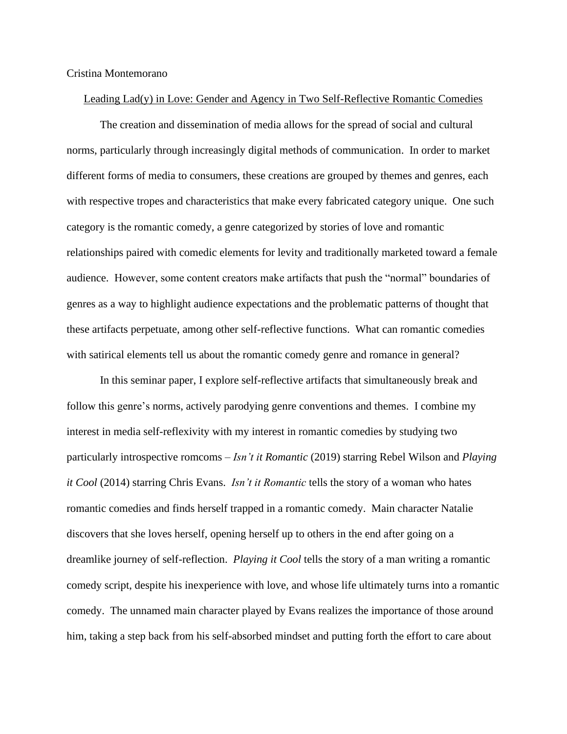Cristina Montemorano

Leading Lad(y) in Love: Gender and Agency in Two Self-Reflective Romantic Comedies

The creation and dissemination of media allows for the spread of social and cultural norms, particularly through increasingly digital methods of communication. In order to market different forms of media to consumers, these creations are grouped by themes and genres, each with respective tropes and characteristics that make every fabricated category unique. One such category is the romantic comedy, a genre categorized by stories of love and romantic relationships paired with comedic elements for levity and traditionally marketed toward a female audience. However, some content creators make artifacts that push the "normal" boundaries of genres as a way to highlight audience expectations and the problematic patterns of thought that these artifacts perpetuate, among other self-reflective functions. What can romantic comedies with satirical elements tell us about the romantic comedy genre and romance in general?

In this seminar paper, I explore self-reflective artifacts that simultaneously break and follow this genre's norms, actively parodying genre conventions and themes. I combine my interest in media self-reflexivity with my interest in romantic comedies by studying two particularly introspective romcoms – *Isn't it Romantic* (2019) starring Rebel Wilson and *Playing it Cool* (2014) starring Chris Evans. *Isn't it Romantic* tells the story of a woman who hates romantic comedies and finds herself trapped in a romantic comedy. Main character Natalie discovers that she loves herself, opening herself up to others in the end after going on a dreamlike journey of self-reflection. *Playing it Cool* tells the story of a man writing a romantic comedy script, despite his inexperience with love, and whose life ultimately turns into a romantic comedy. The unnamed main character played by Evans realizes the importance of those around him, taking a step back from his self-absorbed mindset and putting forth the effort to care about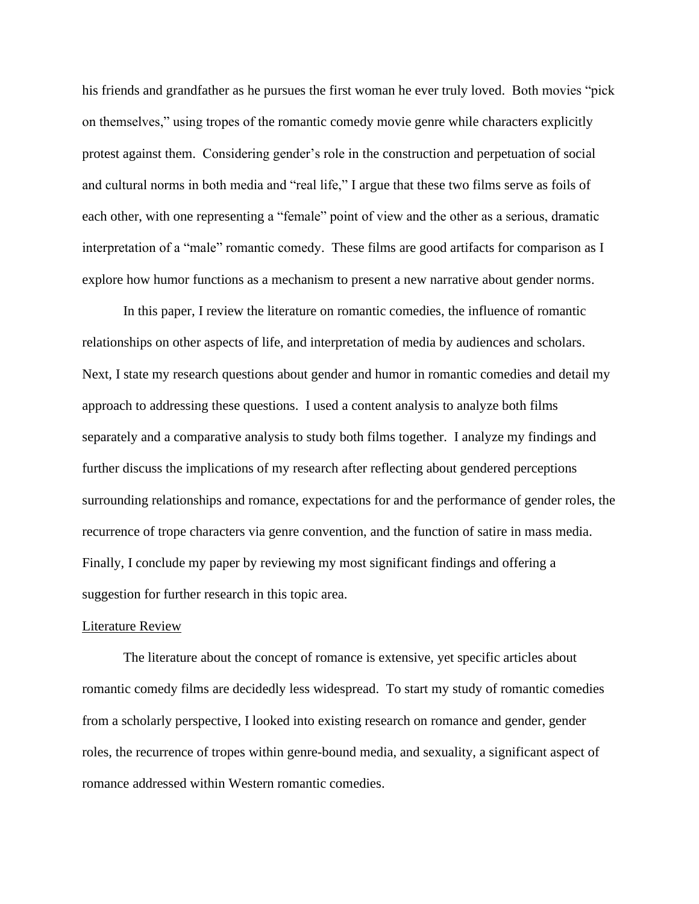his friends and grandfather as he pursues the first woman he ever truly loved. Both movies "pick on themselves," using tropes of the romantic comedy movie genre while characters explicitly protest against them. Considering gender's role in the construction and perpetuation of social and cultural norms in both media and "real life," I argue that these two films serve as foils of each other, with one representing a "female" point of view and the other as a serious, dramatic interpretation of a "male" romantic comedy. These films are good artifacts for comparison as I explore how humor functions as a mechanism to present a new narrative about gender norms.

In this paper, I review the literature on romantic comedies, the influence of romantic relationships on other aspects of life, and interpretation of media by audiences and scholars. Next, I state my research questions about gender and humor in romantic comedies and detail my approach to addressing these questions. I used a content analysis to analyze both films separately and a comparative analysis to study both films together. I analyze my findings and further discuss the implications of my research after reflecting about gendered perceptions surrounding relationships and romance, expectations for and the performance of gender roles, the recurrence of trope characters via genre convention, and the function of satire in mass media. Finally, I conclude my paper by reviewing my most significant findings and offering a suggestion for further research in this topic area.

## Literature Review

The literature about the concept of romance is extensive, yet specific articles about romantic comedy films are decidedly less widespread. To start my study of romantic comedies from a scholarly perspective, I looked into existing research on romance and gender, gender roles, the recurrence of tropes within genre-bound media, and sexuality, a significant aspect of romance addressed within Western romantic comedies.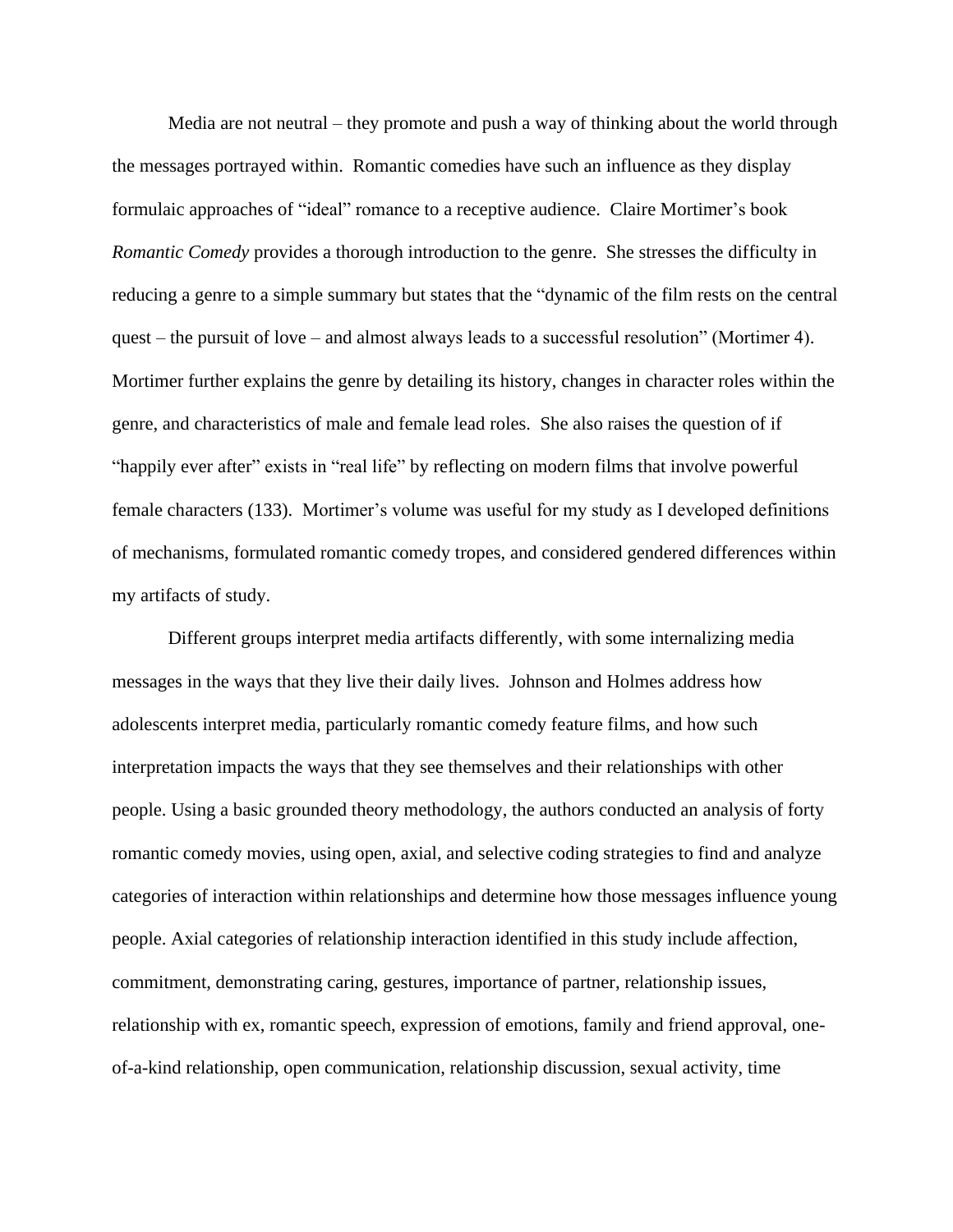Media are not neutral – they promote and push a way of thinking about the world through the messages portrayed within. Romantic comedies have such an influence as they display formulaic approaches of "ideal" romance to a receptive audience. Claire Mortimer's book *Romantic Comedy* provides a thorough introduction to the genre. She stresses the difficulty in reducing a genre to a simple summary but states that the "dynamic of the film rests on the central quest – the pursuit of love – and almost always leads to a successful resolution" (Mortimer 4). Mortimer further explains the genre by detailing its history, changes in character roles within the genre, and characteristics of male and female lead roles. She also raises the question of if "happily ever after" exists in "real life" by reflecting on modern films that involve powerful female characters (133). Mortimer's volume was useful for my study as I developed definitions of mechanisms, formulated romantic comedy tropes, and considered gendered differences within my artifacts of study.

Different groups interpret media artifacts differently, with some internalizing media messages in the ways that they live their daily lives. Johnson and Holmes address how adolescents interpret media, particularly romantic comedy feature films, and how such interpretation impacts the ways that they see themselves and their relationships with other people. Using a basic grounded theory methodology, the authors conducted an analysis of forty romantic comedy movies, using open, axial, and selective coding strategies to find and analyze categories of interaction within relationships and determine how those messages influence young people. Axial categories of relationship interaction identified in this study include affection, commitment, demonstrating caring, gestures, importance of partner, relationship issues, relationship with ex, romantic speech, expression of emotions, family and friend approval, one-of-a-kind relationship, open communication, relationship discussion, sexual activity, time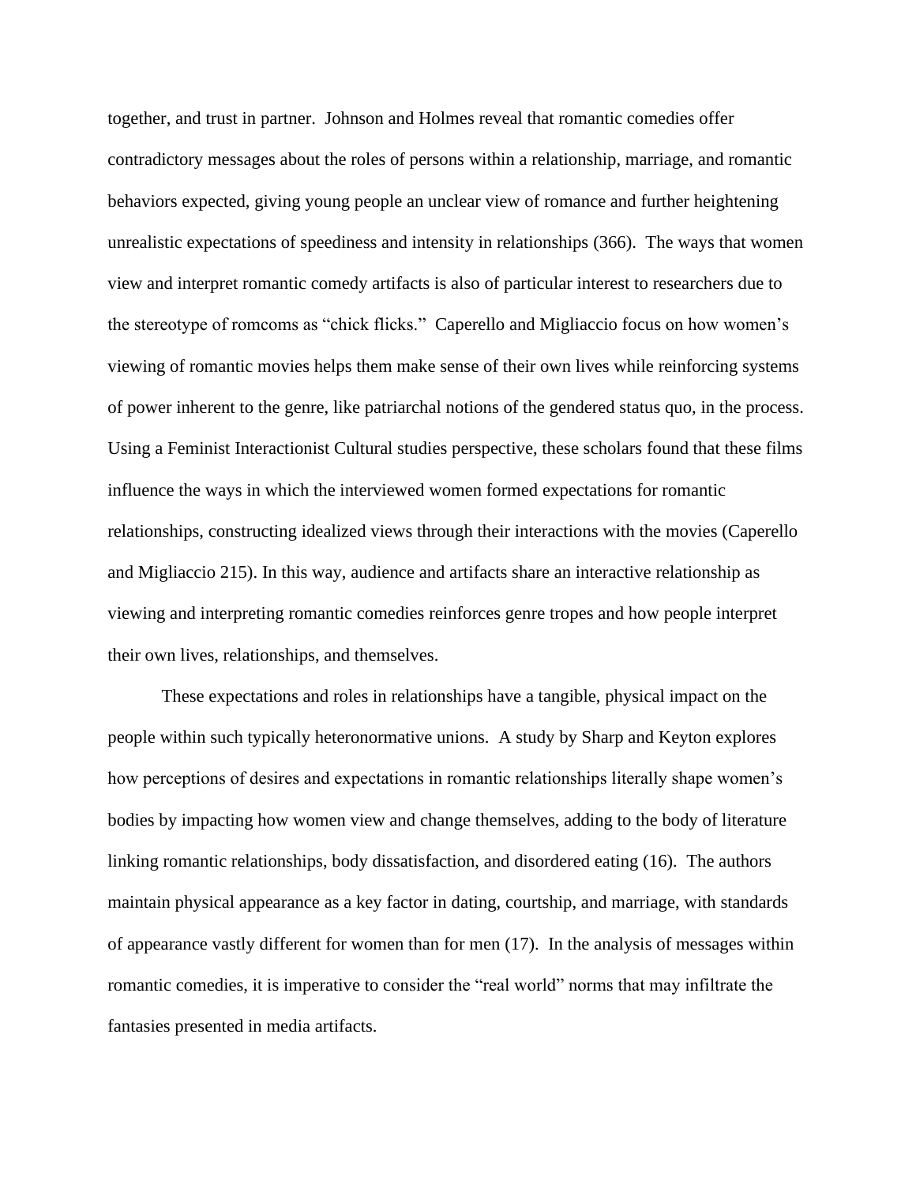together, and trust in partner. Johnson and Holmes reveal that romantic comedies offer contradictory messages about the roles of persons within a relationship, marriage, and romantic behaviors expected, giving young people an unclear view of romance and further heightening unrealistic expectations of speediness and intensity in relationships (366). The ways that women view and interpret romantic comedy artifacts is also of particular interest to researchers due to the stereotype of romcoms as "chick flicks." Caperello and Migliaccio focus on how women's viewing of romantic movies helps them make sense of their own lives while reinforcing systems of power inherent to the genre, like patriarchal notions of the gendered status quo, in the process. Using a Feminist Interactionist Cultural studies perspective, these scholars found that these films influence the ways in which the interviewed women formed expectations for romantic relationships, constructing idealized views through their interactions with the movies (Caperello and Migliaccio 215). In this way, audience and artifacts share an interactive relationship as viewing and interpreting romantic comedies reinforces genre tropes and how people interpret their own lives, relationships, and themselves.

These expectations and roles in relationships have a tangible, physical impact on the people within such typically heteronormative unions. A study by Sharp and Keyton explores how perceptions of desires and expectations in romantic relationships literally shape women's bodies by impacting how women view and change themselves, adding to the body of literature linking romantic relationships, body dissatisfaction, and disordered eating (16). The authors maintain physical appearance as a key factor in dating, courtship, and marriage, with standards of appearance vastly different for women than for men (17). In the analysis of messages within romantic comedies, it is imperative to consider the "real world" norms that may infiltrate the fantasies presented in media artifacts.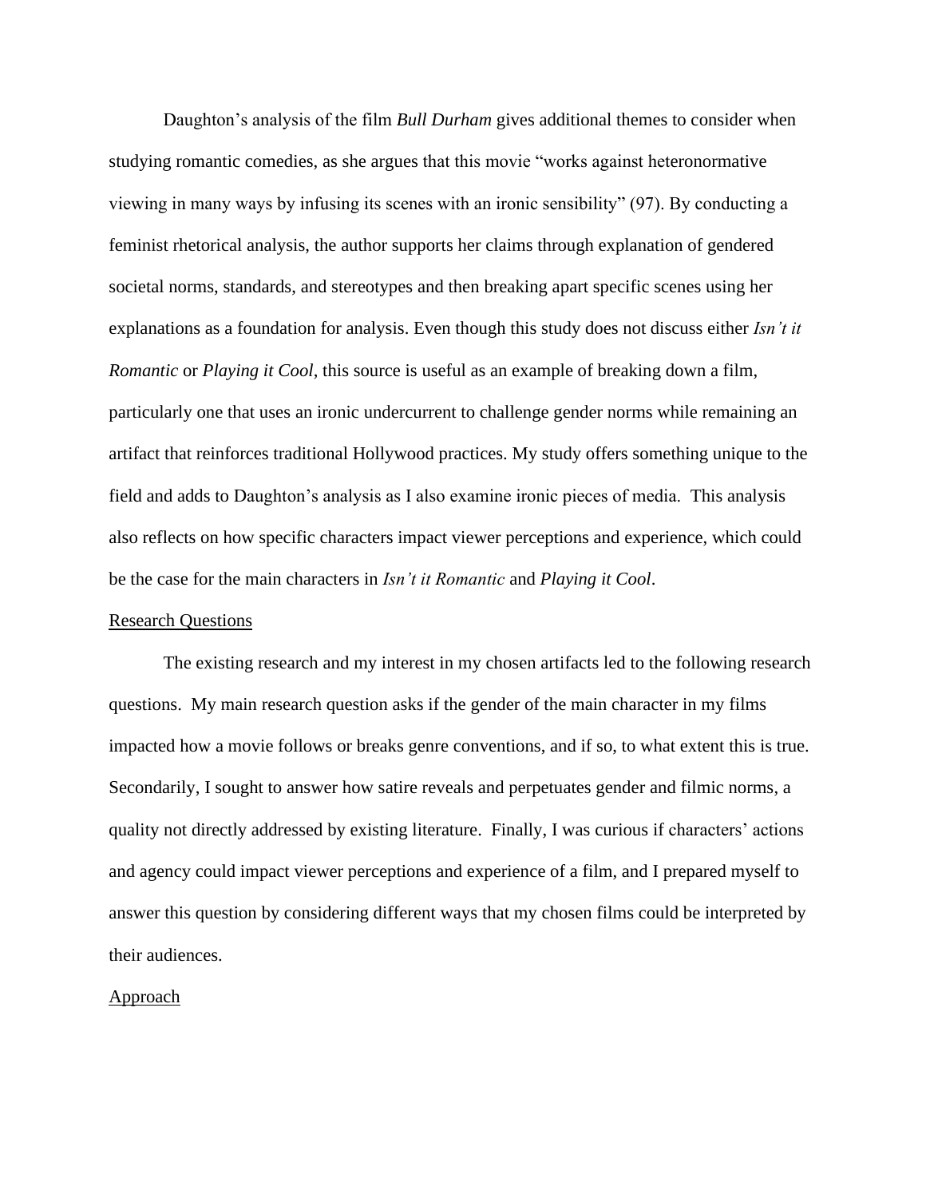Daughton's analysis of the film *Bull Durham* gives additional themes to consider when studying romantic comedies, as she argues that this movie "works against heteronormative viewing in many ways by infusing its scenes with an ironic sensibility" (97). By conducting a feminist rhetorical analysis, the author supports her claims through explanation of gendered societal norms, standards, and stereotypes and then breaking apart specific scenes using her explanations as a foundation for analysis. Even though this study does not discuss either *Isn't it Romantic* or *Playing it Cool*, this source is useful as an example of breaking down a film, particularly one that uses an ironic undercurrent to challenge gender norms while remaining an artifact that reinforces traditional Hollywood practices. My study offers something unique to the field and adds to Daughton's analysis as I also examine ironic pieces of media. This analysis also reflects on how specific characters impact viewer perceptions and experience, which could be the case for the main characters in *Isn't it Romantic* and *Playing it Cool*.

## Research Questions

The existing research and my interest in my chosen artifacts led to the following research questions. My main research question asks if the gender of the main character in my films impacted how a movie follows or breaks genre conventions, and if so, to what extent this is true. Secondarily, I sought to answer how satire reveals and perpetuates gender and filmic norms, a quality not directly addressed by existing literature. Finally, I was curious if characters' actions and agency could impact viewer perceptions and experience of a film, and I prepared myself to answer this question by considering different ways that my chosen films could be interpreted by their audiences.

## Approach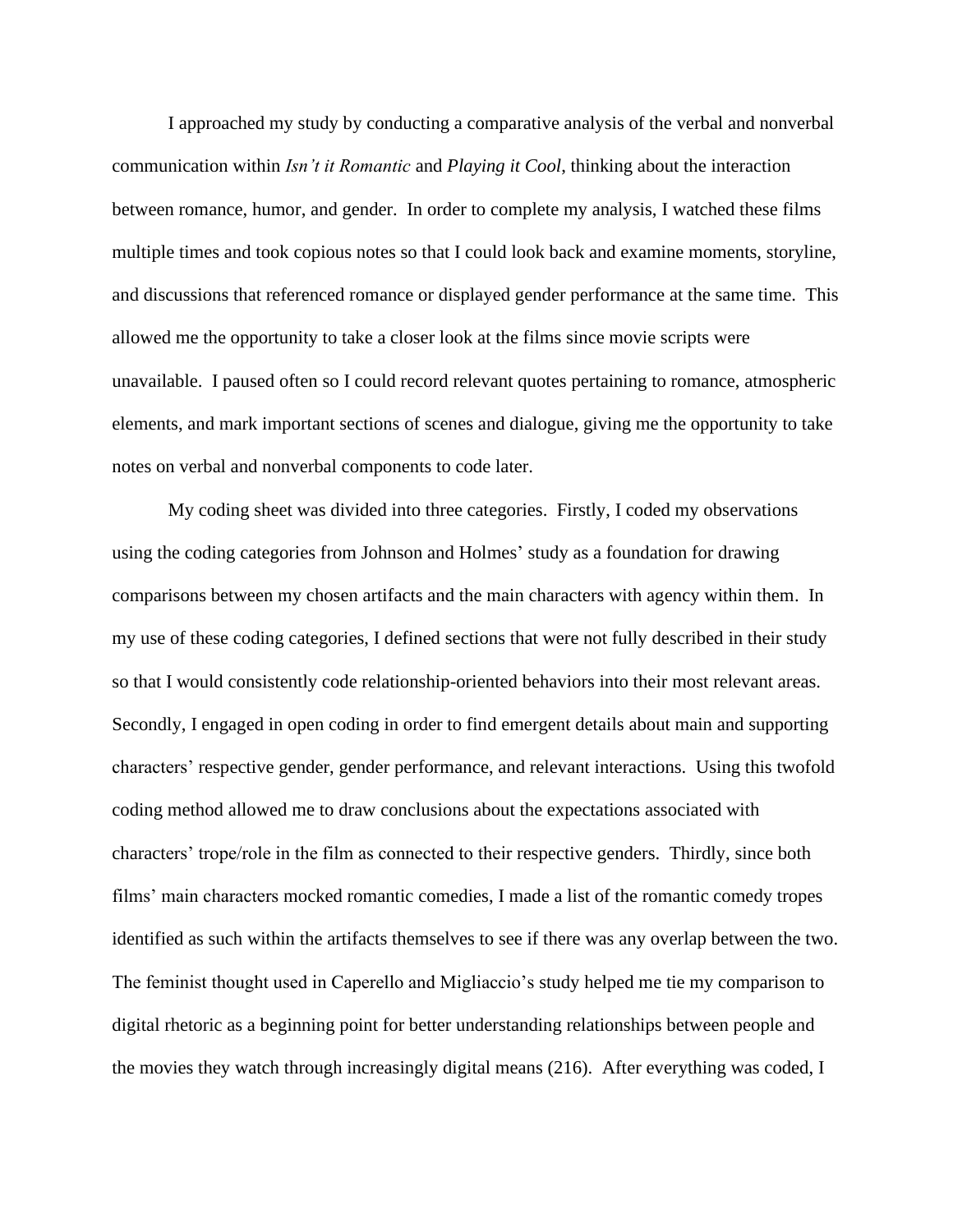I approached my study by conducting a comparative analysis of the verbal and nonverbal communication within *Isn't it Romantic* and *Playing it Cool*, thinking about the interaction between romance, humor, and gender. In order to complete my analysis, I watched these films multiple times and took copious notes so that I could look back and examine moments, storyline, and discussions that referenced romance or displayed gender performance at the same time. This allowed me the opportunity to take a closer look at the films since movie scripts were unavailable. I paused often so I could record relevant quotes pertaining to romance, atmospheric elements, and mark important sections of scenes and dialogue, giving me the opportunity to take notes on verbal and nonverbal components to code later.

My coding sheet was divided into three categories. Firstly, I coded my observations using the coding categories from Johnson and Holmes' study as a foundation for drawing comparisons between my chosen artifacts and the main characters with agency within them. In my use of these coding categories, I defined sections that were not fully described in their study so that I would consistently code relationship-oriented behaviors into their most relevant areas. Secondly, I engaged in open coding in order to find emergent details about main and supporting characters' respective gender, gender performance, and relevant interactions. Using this twofold coding method allowed me to draw conclusions about the expectations associated with characters' trope/role in the film as connected to their respective genders. Thirdly, since both films' main characters mocked romantic comedies, I made a list of the romantic comedy tropes identified as such within the artifacts themselves to see if there was any overlap between the two. The feminist thought used in Caperello and Migliaccio's study helped me tie my comparison to digital rhetoric as a beginning point for better understanding relationships between people and the movies they watch through increasingly digital means (216). After everything was coded, I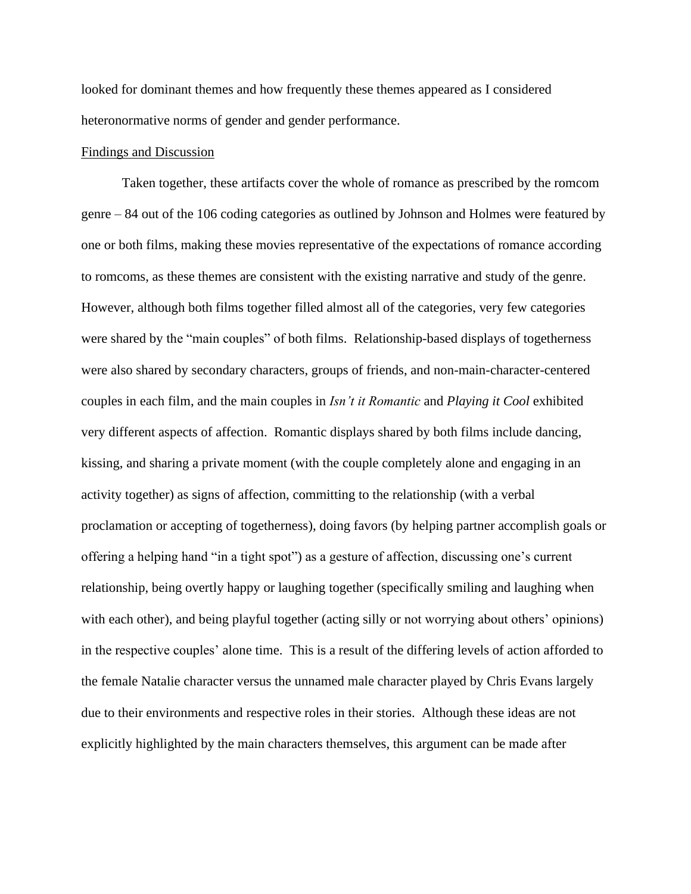looked for dominant themes and how frequently these themes appeared as I considered heteronormative norms of gender and gender performance.

Findings and Discussion

Taken together, these artifacts cover the whole of romance as prescribed by the romcom genre – 84 out of the 106 coding categories as outlined by Johnson and Holmes were featured by one or both films, making these movies representative of the expectations of romance according to romcoms, as these themes are consistent with the existing narrative and study of the genre. However, although both films together filled almost all of the categories, very few categories were shared by the "main couples" of both films. Relationship-based displays of togetherness were also shared by secondary characters, groups of friends, and non-main-character-centered couples in each film, and the main couples in *Isn't it Romantic* and *Playing it Cool* exhibited very different aspects of affection. Romantic displays shared by both films include dancing, kissing, and sharing a private moment (with the couple completely alone and engaging in an activity together) as signs of affection, committing to the relationship (with a verbal proclamation or accepting of togetherness), doing favors (by helping partner accomplish goals or offering a helping hand "in a tight spot") as a gesture of affection, discussing one's current relationship, being overtly happy or laughing together (specifically smiling and laughing when with each other), and being playful together (acting silly or not worrying about others' opinions) in the respective couples' alone time. This is a result of the differing levels of action afforded to the female Natalie character versus the unnamed male character played by Chris Evans largely due to their environments and respective roles in their stories. Although these ideas are not explicitly highlighted by the main characters themselves, this argument can be made after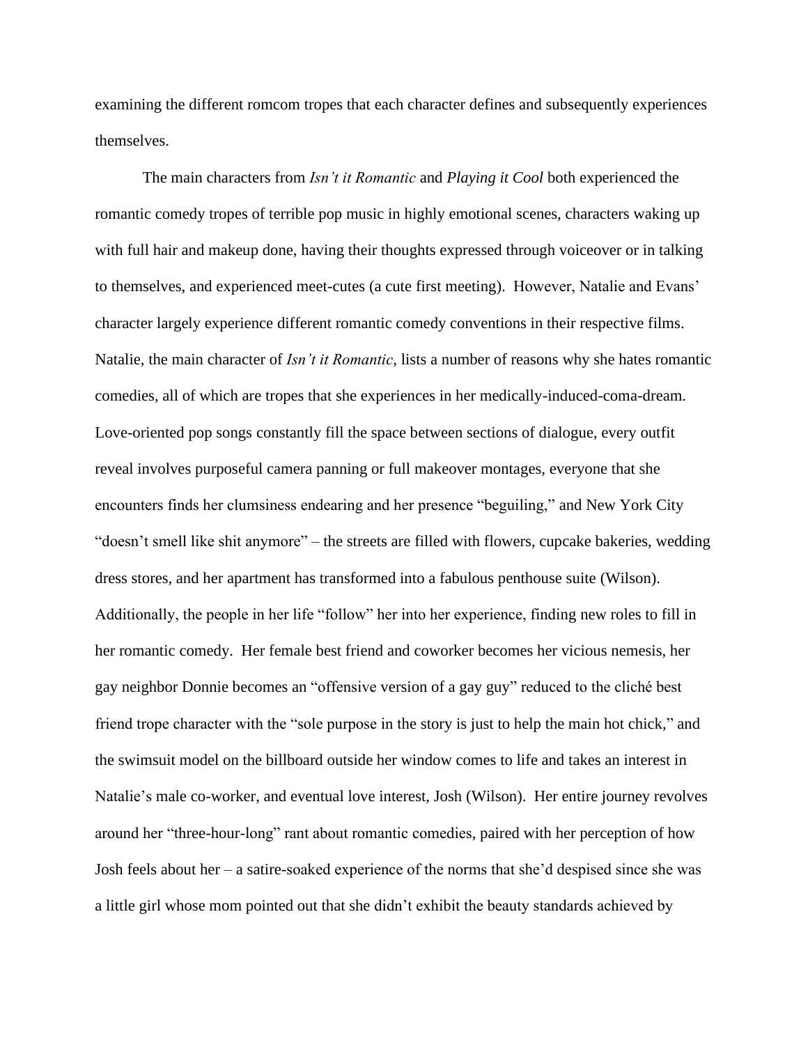examining the different romcom tropes that each character defines and subsequently experiences themselves.

The main characters from *Isn't it Romantic* and *Playing it Cool* both experienced the romantic comedy tropes of terrible pop music in highly emotional scenes, characters waking up with full hair and makeup done, having their thoughts expressed through voiceover or in talking to themselves, and experienced meet-cutes (a cute first meeting). However, Natalie and Evans' character largely experience different romantic comedy conventions in their respective films. Natalie, the main character of *Isn't it Romantic*, lists a number of reasons why she hates romantic comedies, all of which are tropes that she experiences in her medically-induced-coma-dream. Love-oriented pop songs constantly fill the space between sections of dialogue, every outfit reveal involves purposeful camera panning or full makeover montages, everyone that she encounters finds her clumsiness endearing and her presence "beguiling," and New York City "doesn't smell like shit anymore" – the streets are filled with flowers, cupcake bakeries, wedding dress stores, and her apartment has transformed into a fabulous penthouse suite (Wilson). Additionally, the people in her life "follow" her into her experience, finding new roles to fill in her romantic comedy. Her female best friend and coworker becomes her vicious nemesis, her gay neighbor Donnie becomes an "offensive version of a gay guy" reduced to the cliché best friend trope character with the "sole purpose in the story is just to help the main hot chick," and the swimsuit model on the billboard outside her window comes to life and takes an interest in Natalie's male co-worker, and eventual love interest, Josh (Wilson). Her entire journey revolves around her "three-hour-long" rant about romantic comedies, paired with her perception of how Josh feels about her – a satire-soaked experience of the norms that she'd despised since she was a little girl whose mom pointed out that she didn't exhibit the beauty standards achieved by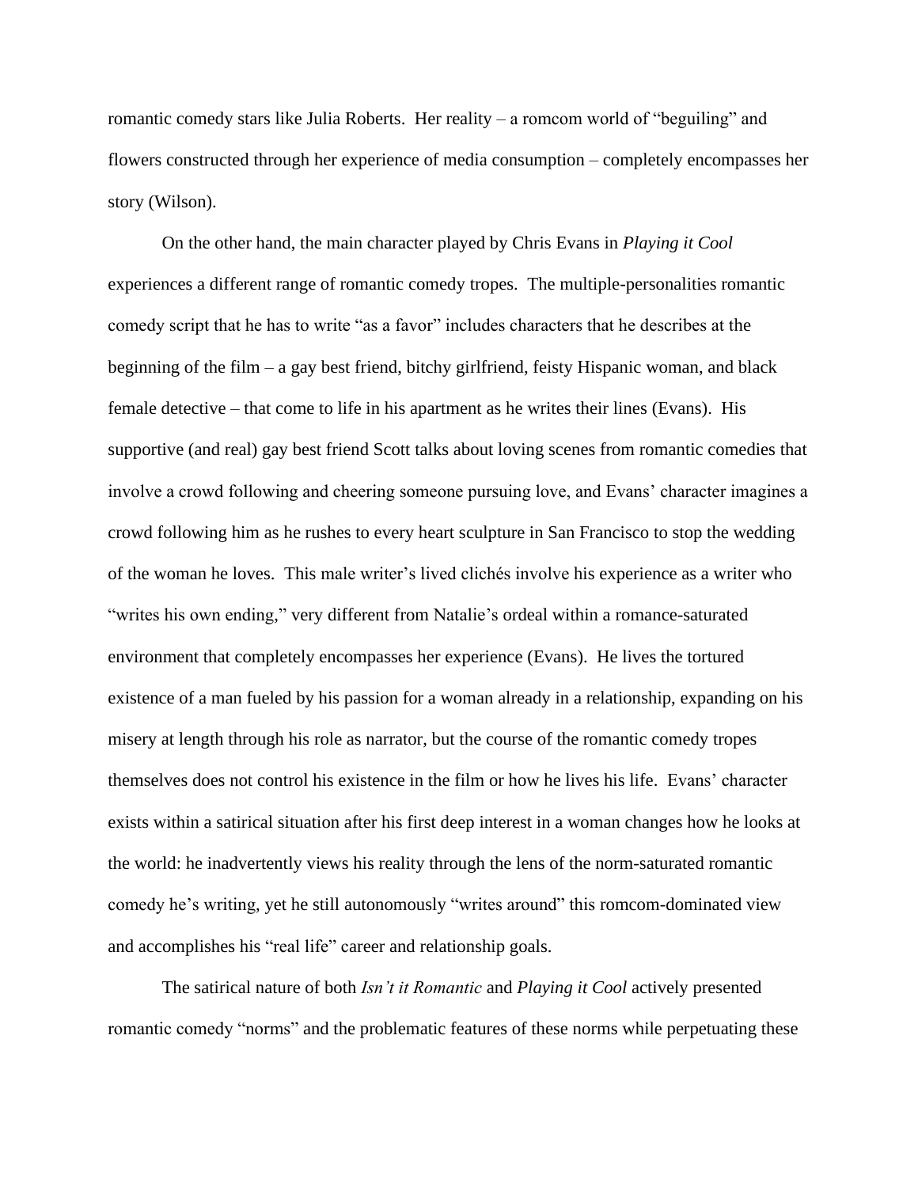romantic comedy stars like Julia Roberts. Her reality – a romcom world of "beguiling" and flowers constructed through her experience of media consumption – completely encompasses her story (Wilson).

On the other hand, the main character played by Chris Evans in *Playing it Cool* experiences a different range of romantic comedy tropes. The multiple-personalities romantic comedy script that he has to write "as a favor" includes characters that he describes at the beginning of the film – a gay best friend, bitchy girlfriend, feisty Hispanic woman, and black female detective – that come to life in his apartment as he writes their lines (Evans). His supportive (and real) gay best friend Scott talks about loving scenes from romantic comedies that involve a crowd following and cheering someone pursuing love, and Evans' character imagines a crowd following him as he rushes to every heart sculpture in San Francisco to stop the wedding of the woman he loves. This male writer's lived clichés involve his experience as a writer who "writes his own ending," very different from Natalie's ordeal within a romance-saturated environment that completely encompasses her experience (Evans). He lives the tortured existence of a man fueled by his passion for a woman already in a relationship, expanding on his misery at length through his role as narrator, but the course of the romantic comedy tropes themselves does not control his existence in the film or how he lives his life. Evans' character exists within a satirical situation after his first deep interest in a woman changes how he looks at the world: he inadvertently views his reality through the lens of the norm-saturated romantic comedy he's writing, yet he still autonomously "writes around" this romcom-dominated view and accomplishes his "real life" career and relationship goals.

The satirical nature of both *Isn't it Romantic* and *Playing it Cool* actively presented romantic comedy "norms" and the problematic features of these norms while perpetuating these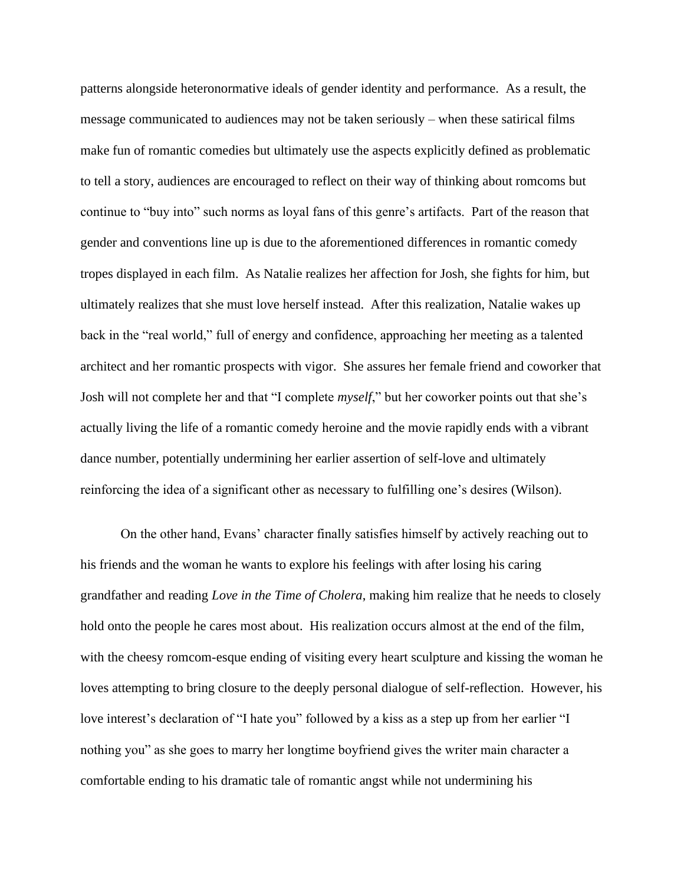patterns alongside heteronormative ideals of gender identity and performance. As a result, the message communicated to audiences may not be taken seriously – when these satirical films make fun of romantic comedies but ultimately use the aspects explicitly defined as problematic to tell a story, audiences are encouraged to reflect on their way of thinking about romcoms but continue to "buy into" such norms as loyal fans of this genre's artifacts. Part of the reason that gender and conventions line up is due to the aforementioned differences in romantic comedy tropes displayed in each film. As Natalie realizes her affection for Josh, she fights for him, but ultimately realizes that she must love herself instead. After this realization, Natalie wakes up back in the "real world," full of energy and confidence, approaching her meeting as a talented architect and her romantic prospects with vigor. She assures her female friend and coworker that Josh will not complete her and that "I complete *myself*," but her coworker points out that she's actually living the life of a romantic comedy heroine and the movie rapidly ends with a vibrant dance number, potentially undermining her earlier assertion of self-love and ultimately reinforcing the idea of a significant other as necessary to fulfilling one's desires (Wilson).

On the other hand, Evans' character finally satisfies himself by actively reaching out to his friends and the woman he wants to explore his feelings with after losing his caring grandfather and reading *Love in the Time of Cholera*, making him realize that he needs to closely hold onto the people he cares most about. His realization occurs almost at the end of the film, with the cheesy romcom-esque ending of visiting every heart sculpture and kissing the woman he loves attempting to bring closure to the deeply personal dialogue of self-reflection. However, his love interest's declaration of "I hate you" followed by a kiss as a step up from her earlier "I nothing you" as she goes to marry her longtime boyfriend gives the writer main character a comfortable ending to his dramatic tale of romantic angst while not undermining his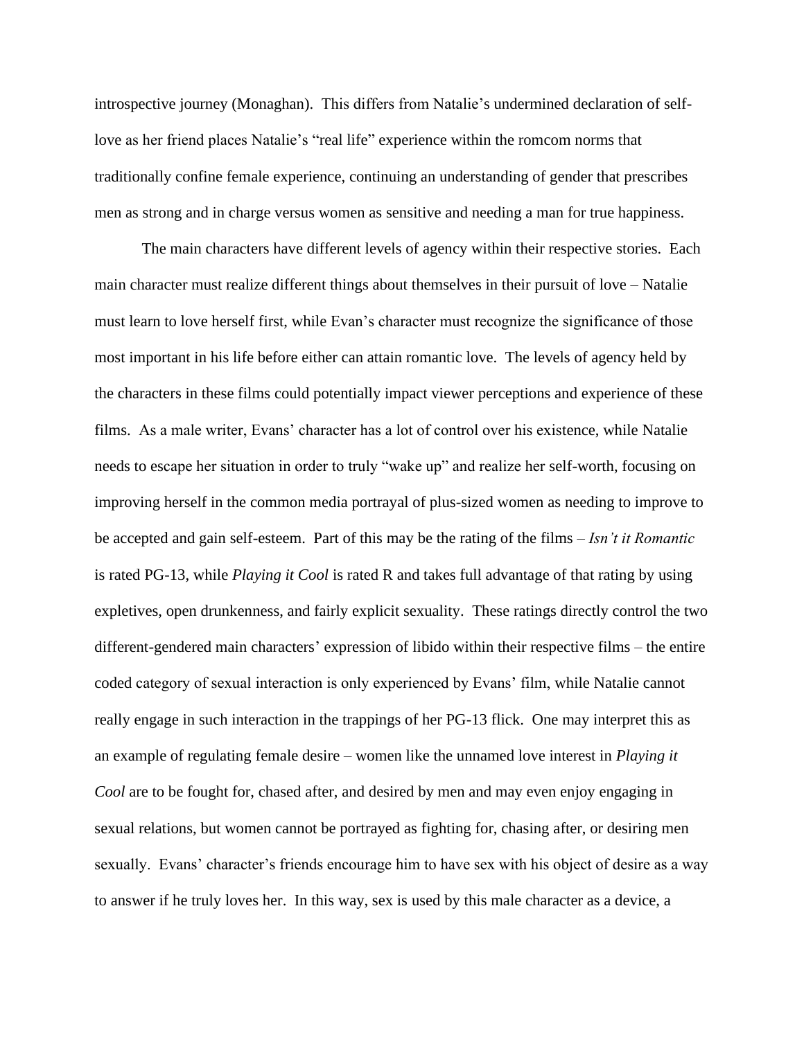introspective journey (Monaghan). This differs from Natalie's undermined declaration of self-love as her friend places Natalie's "real life" experience within the romcom norms that traditionally confine female experience, continuing an understanding of gender that prescribes men as strong and in charge versus women as sensitive and needing a man for true happiness.

The main characters have different levels of agency within their respective stories. Each main character must realize different things about themselves in their pursuit of love – Natalie must learn to love herself first, while Evan's character must recognize the significance of those most important in his life before either can attain romantic love. The levels of agency held by the characters in these films could potentially impact viewer perceptions and experience of these films. As a male writer, Evans' character has a lot of control over his existence, while Natalie needs to escape her situation in order to truly "wake up" and realize her self-worth, focusing on improving herself in the common media portrayal of plus-sized women as needing to improve to be accepted and gain self-esteem. Part of this may be the rating of the films – *Isn't it Romantic* is rated PG-13, while *Playing it Cool* is rated R and takes full advantage of that rating by using expletives, open drunkenness, and fairly explicit sexuality. These ratings directly control the two different-gendered main characters' expression of libido within their respective films – the entire coded category of sexual interaction is only experienced by Evans' film, while Natalie cannot really engage in such interaction in the trappings of her PG-13 flick. One may interpret this as an example of regulating female desire – women like the unnamed love interest in *Playing it Cool* are to be fought for, chased after, and desired by men and may even enjoy engaging in sexual relations, but women cannot be portrayed as fighting for, chasing after, or desiring men sexually. Evans' character's friends encourage him to have sex with his object of desire as a way to answer if he truly loves her. In this way, sex is used by this male character as a device, a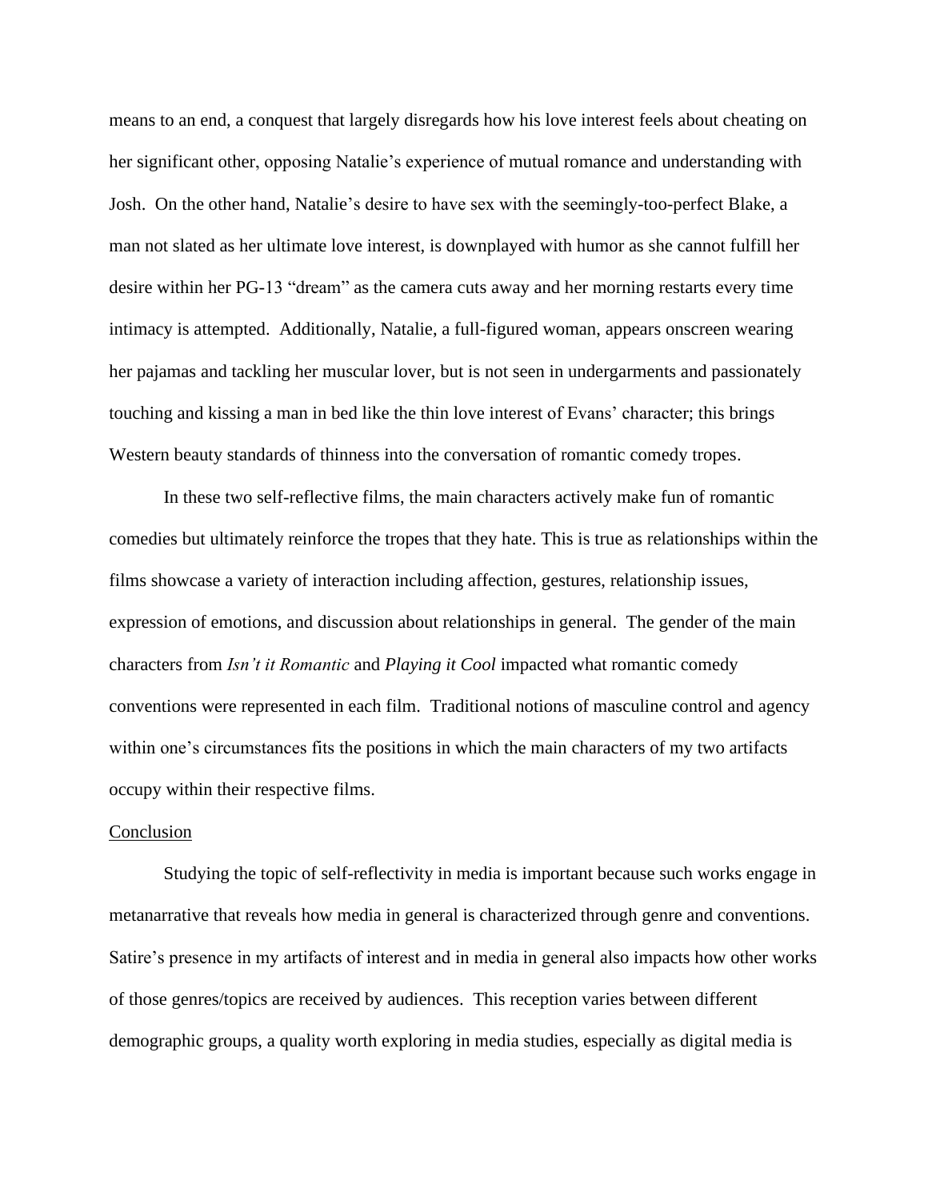means to an end, a conquest that largely disregards how his love interest feels about cheating on her significant other, opposing Natalie's experience of mutual romance and understanding with Josh. On the other hand, Natalie's desire to have sex with the seemingly-too-perfect Blake, a man not slated as her ultimate love interest, is downplayed with humor as she cannot fulfill her desire within her PG-13 "dream" as the camera cuts away and her morning restarts every time intimacy is attempted. Additionally, Natalie, a full-figured woman, appears onscreen wearing her pajamas and tackling her muscular lover, but is not seen in undergarments and passionately touching and kissing a man in bed like the thin love interest of Evans' character; this brings Western beauty standards of thinness into the conversation of romantic comedy tropes.

In these two self-reflective films, the main characters actively make fun of romantic comedies but ultimately reinforce the tropes that they hate. This is true as relationships within the films showcase a variety of interaction including affection, gestures, relationship issues, expression of emotions, and discussion about relationships in general. The gender of the main characters from *Isn't it Romantic* and *Playing it Cool* impacted what romantic comedy conventions were represented in each film. Traditional notions of masculine control and agency within one's circumstances fits the positions in which the main characters of my two artifacts occupy within their respective films.

## Conclusion

Studying the topic of self-reflectivity in media is important because such works engage in metanarrative that reveals how media in general is characterized through genre and conventions. Satire's presence in my artifacts of interest and in media in general also impacts how other works of those genres/topics are received by audiences. This reception varies between different demographic groups, a quality worth exploring in media studies, especially as digital media is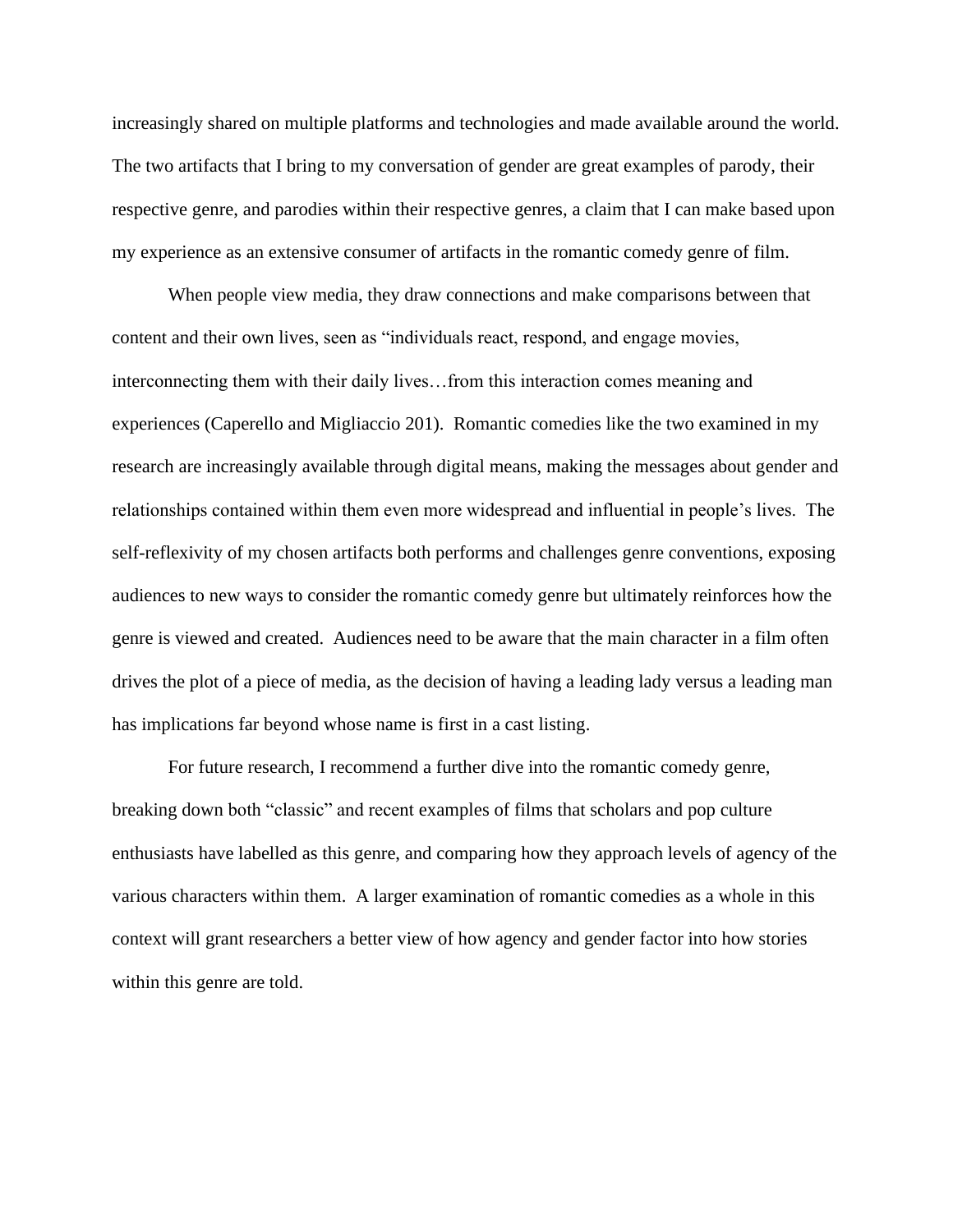increasingly shared on multiple platforms and technologies and made available around the world. The two artifacts that I bring to my conversation of gender are great examples of parody, their respective genre, and parodies within their respective genres, a claim that I can make based upon my experience as an extensive consumer of artifacts in the romantic comedy genre of film.

When people view media, they draw connections and make comparisons between that content and their own lives, seen as "individuals react, respond, and engage movies, interconnecting them with their daily lives…from this interaction comes meaning and experiences (Caperello and Migliaccio 201). Romantic comedies like the two examined in my research are increasingly available through digital means, making the messages about gender and relationships contained within them even more widespread and influential in people's lives. The self-reflexivity of my chosen artifacts both performs and challenges genre conventions, exposing audiences to new ways to consider the romantic comedy genre but ultimately reinforces how the genre is viewed and created. Audiences need to be aware that the main character in a film often drives the plot of a piece of media, as the decision of having a leading lady versus a leading man has implications far beyond whose name is first in a cast listing.

For future research, I recommend a further dive into the romantic comedy genre, breaking down both "classic" and recent examples of films that scholars and pop culture enthusiasts have labelled as this genre, and comparing how they approach levels of agency of the various characters within them. A larger examination of romantic comedies as a whole in this context will grant researchers a better view of how agency and gender factor into how stories within this genre are told.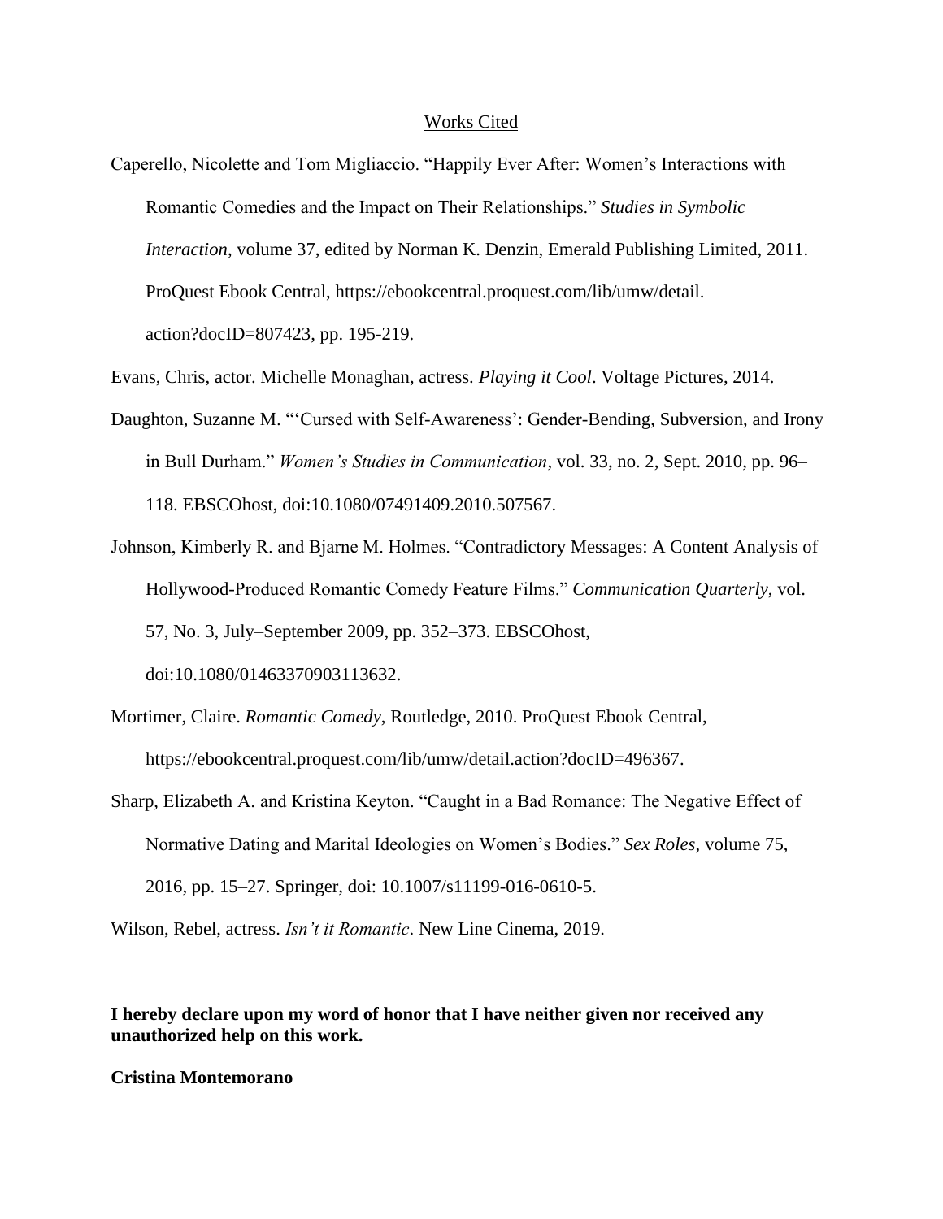Works Cited

Caperello, Nicolette and Tom Migliaccio. "Happily Ever After: Women's Interactions with Romantic Comedies and the Impact on Their Relationships." *Studies in Symbolic Interaction*, volume 37, edited by Norman K. Denzin, Emerald Publishing Limited, 2011. ProQuest Ebook Central, https://ebookcentral.proquest.com/lib/umw/detail.action?docID=807423, pp. 195-219.

Evans, Chris, actor. Michelle Monaghan, actress. *Playing it Cool*. Voltage Pictures, 2014.

Daughton, Suzanne M. "'Cursed with Self-Awareness': Gender-Bending, Subversion, and Irony in Bull Durham." *Women's Studies in Communication*, vol. 33, no. 2, Sept. 2010, pp. 96–118. EBSCOhost, doi:10.1080/07491409.2010.507567.

Johnson, Kimberly R. and Bjarne M. Holmes. "Contradictory Messages: A Content Analysis of Hollywood-Produced Romantic Comedy Feature Films." *Communication Quarterly*, vol. 57, No. 3, July–September 2009, pp. 352–373. EBSCOhost, doi:10.1080/01463370903113632.

Mortimer, Claire. *Romantic Comedy*, Routledge, 2010. ProQuest Ebook Central, https://ebookcentral.proquest.com/lib/umw/detail.action?docID=496367.

Sharp, Elizabeth A. and Kristina Keyton. "Caught in a Bad Romance: The Negative Effect of Normative Dating and Marital Ideologies on Women's Bodies." *Sex Roles*, volume 75, 2016, pp. 15–27. Springer, doi: 10.1007/s11199-016-0610-5.

Wilson, Rebel, actress. *Isn't it Romantic*. New Line Cinema, 2019.

**I hereby declare upon my word of honor that I have neither given nor received any unauthorized help on this work.**

**Cristina Montemorano**